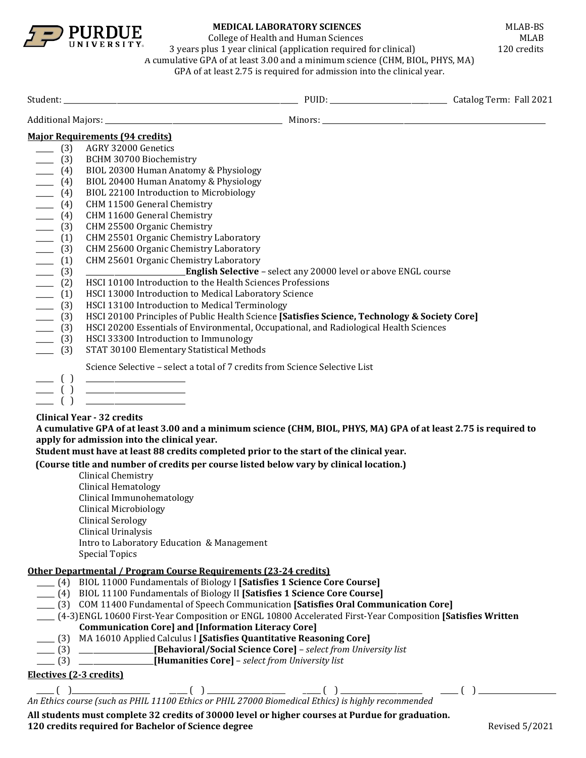# MEDICAL LABORATORY SCIENCES

College of Health and Human Sciences
3 years plus 1 year clinical (application required for clinical)
A cumulative GPA of at least 3.00 and a minimum science (CHM, BIOL, PHYS, MA) GPA of at least 2.75 is required for admission into the clinical year.

MLAB-BS
MLAB
120 credits

Student: ________________________ PUID: ________________ Catalog Term: Fall 2021

Additional Majors: ________________________ Minors: ________________________

## Major Requirements (94 credits)

- ____ (3) AGRY 32000 Genetics
- ____ (3) BCHM 30700 Biochemistry
- ____ (4) BIOL 20300 Human Anatomy & Physiology
- ____ (4) BIOL 20400 Human Anatomy & Physiology
- ____ (4) BIOL 22100 Introduction to Microbiology
- ____ (4) CHM 11500 General Chemistry
- ____ (4) CHM 11600 General Chemistry
- ____ (3) CHM 25500 Organic Chemistry
- ____ (1) CHM 25501 Organic Chemistry Laboratory
- ____ (3) CHM 25600 Organic Chemistry Laboratory
- ____ (1) CHM 25601 Organic Chemistry Laboratory
- ____ (3) ________________ **English Selective** – select any 20000 level or above ENGL course
- ____ (2) HSCI 10100 Introduction to the Health Sciences Professions
- ____ (1) HSCI 13000 Introduction to Medical Laboratory Science
- ____ (3) HSCI 13100 Introduction to Medical Terminology
- ____ (3) HSCI 20100 Principles of Public Health Science **[Satisfies Science, Technology & Society Core]**
- ____ (3) HSCI 20200 Essentials of Environmental, Occupational, and Radiological Health Sciences
- ____ (3) HSCI 33300 Introduction to Immunology
- ____ (3) STAT 30100 Elementary Statistical Methods

Science Selective – select a total of 7 credits from Science Selective List

- ____ ( ) ________________
- ____ ( ) ________________
- ____ ( ) ________________

**Clinical Year - 32 credits**

**A cumulative GPA of at least 3.00 and a minimum science (CHM, BIOL, PHYS, MA) GPA of at least 2.75 is required to apply for admission into the clinical year.**

**Student must have at least 88 credits completed prior to the start of the clinical year.**

**(Course title and number of credits per course listed below vary by clinical location.)**

- Clinical Chemistry
- Clinical Hematology
- Clinical Immunohematology
- Clinical Microbiology
- Clinical Serology
- Clinical Urinalysis
- Intro to Laboratory Education & Management
- Special Topics

## Other Departmental / Program Course Requirements (23-24 credits)

- ____ (4) BIOL 11000 Fundamentals of Biology I **[Satisfies 1 Science Core Course]**
- ____ (4) BIOL 11100 Fundamentals of Biology II **[Satisfies 1 Science Core Course]**
- ____ (3) COM 11400 Fundamental of Speech Communication **[Satisfies Oral Communication Core]**
- ____ (4-3) ENGL 10600 First-Year Composition or ENGL 10800 Accelerated First-Year Composition **[Satisfies Written Communication Core] and [Information Literacy Core]**
- ____ (3) MA 16010 Applied Calculus I **[Satisfies Quantitative Reasoning Core]**
- ____ (3) ________________ **[Behavioral/Social Science Core]** – *select from University list*
- ____ (3) ________________ **[Humanities Core]** – *select from University list*

## Electives (2-3 credits)

____ ( ) ________________ ____ ( ) ________________ ____ ( ) ________________ ____ ( ) ________________

*An Ethics course (such as PHIL 11100 Ethics or PHIL 27000 Biomedical Ethics) is highly recommended*

**All students must complete 32 credits of 30000 level or higher courses at Purdue for graduation.**

**120 credits required for Bachelor of Science degree**

Revised 5/2021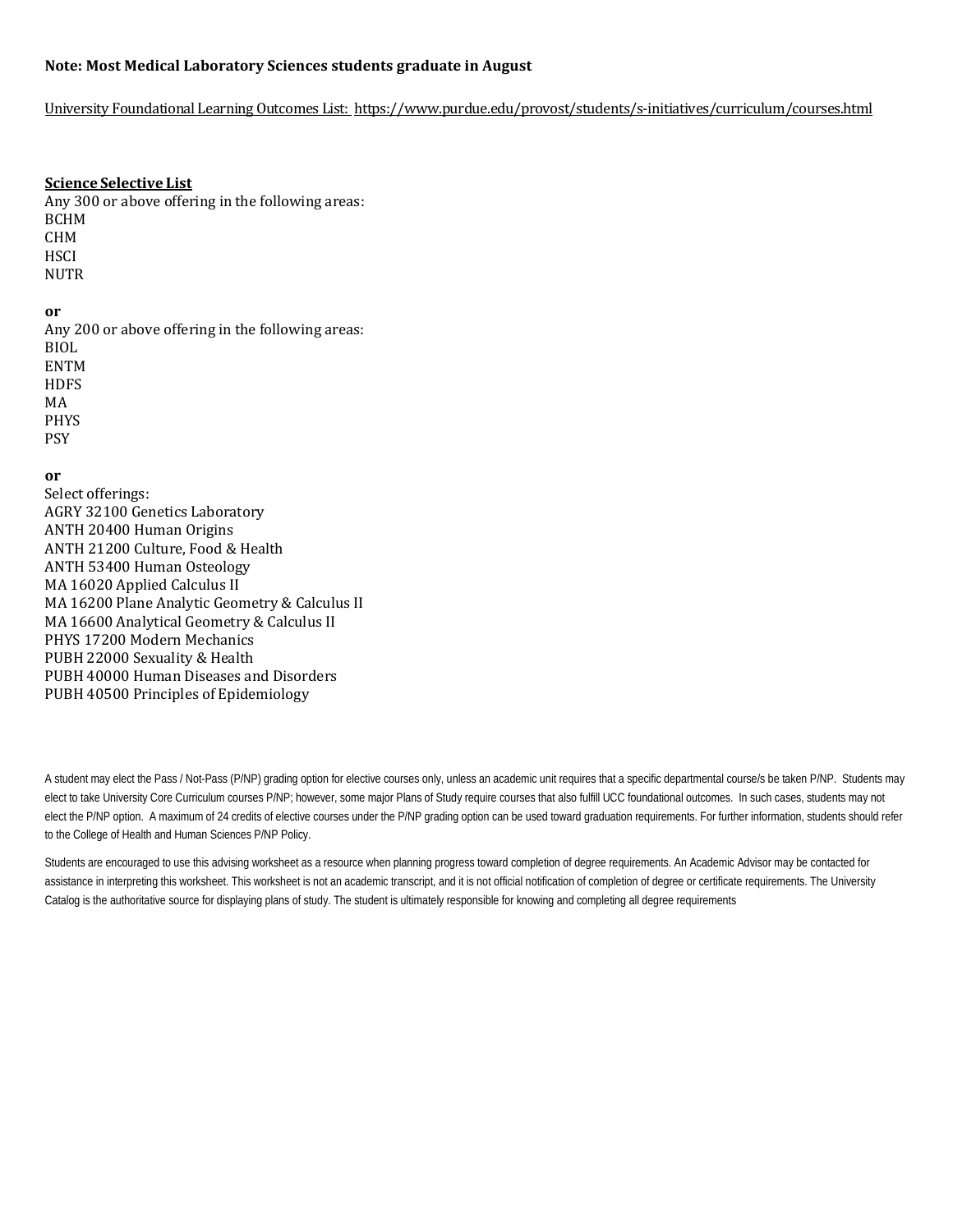**Note: Most Medical Laboratory Sciences students graduate in August**

University Foundational Learning Outcomes List: https://www.purdue.edu/provost/students/s-initiatives/curriculum/courses.html

**Science Selective List**

Any 300 or above offering in the following areas:
BCHM
CHM
HSCI
NUTR

**or**

Any 200 or above offering in the following areas:
BIOL
ENTM
HDFS
MA
PHYS
PSY

**or**

Select offerings:
AGRY 32100 Genetics Laboratory
ANTH 20400 Human Origins
ANTH 21200 Culture, Food & Health
ANTH 53400 Human Osteology
MA 16020 Applied Calculus II
MA 16200 Plane Analytic Geometry & Calculus II
MA 16600 Analytical Geometry & Calculus II
PHYS 17200 Modern Mechanics
PUBH 22000 Sexuality & Health
PUBH 40000 Human Diseases and Disorders
PUBH 40500 Principles of Epidemiology

A student may elect the Pass / Not-Pass (P/NP) grading option for elective courses only, unless an academic unit requires that a specific departmental course/s be taken P/NP. Students may elect to take University Core Curriculum courses P/NP; however, some major Plans of Study require courses that also fulfill UCC foundational outcomes. In such cases, students may not elect the P/NP option. A maximum of 24 credits of elective courses under the P/NP grading option can be used toward graduation requirements. For further information, students should refer to the College of Health and Human Sciences P/NP Policy.

Students are encouraged to use this advising worksheet as a resource when planning progress toward completion of degree requirements. An Academic Advisor may be contacted for assistance in interpreting this worksheet. This worksheet is not an academic transcript, and it is not official notification of completion of degree or certificate requirements. The University Catalog is the authoritative source for displaying plans of study. The student is ultimately responsible for knowing and completing all degree requirements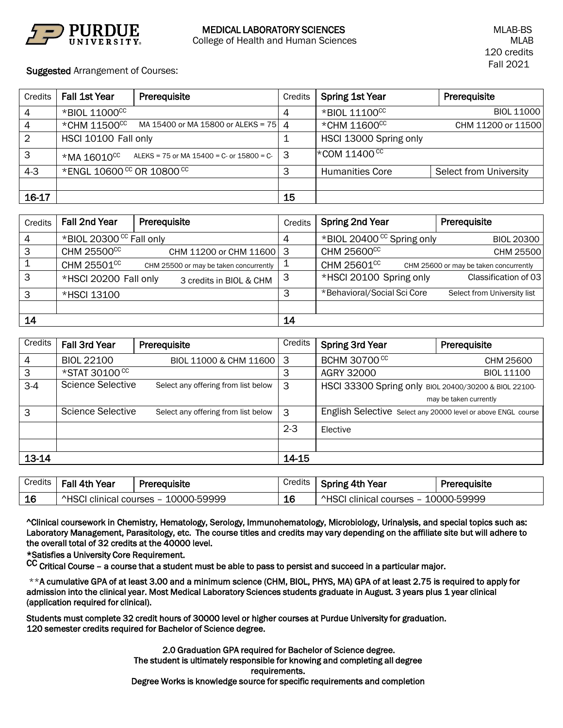MEDICAL LABORATORY SCIENCES
College of Health and Human Sciences

MLAB-BS
MLAB
120 credits
Fall 2021

**Suggested** Arrangement of Courses:

| Credits | Fall 1st Year | Prerequisite | Credits | Spring 1st Year | Prerequisite |
|---|---|---|---|---|---|
| 4 | *BIOL 11000[CC] | | 4 | *BIOL 11100[CC] | BIOL 11000 |
| 4 | *CHM 11500[CC] | MA 15400 or MA 15800 or ALEKS = 75 | 4 | *CHM 11600[CC] | CHM 11200 or 11500 |
| 2 | HSCI 10100 Fall only | | 1 | HSCI 13000 Spring only | |
| 3 | *MA 16010[CC] | ALEKS = 75 or MA 15400 = C- or 15800 = C- | 3 | *COM 11400[CC] | |
| 4-3 | *ENGL 10600[CC] OR 10800[CC] | | 3 | Humanities Core | Select from University |
| | | | | | |
| **16-17** | | | **15** | | |

| Credits | Fall 2nd Year | Prerequisite | Credits | Spring 2nd Year | Prerequisite |
|---|---|---|---|---|---|
| 4 | *BIOL 20300[CC] Fall only | | 4 | *BIOL 20400[CC] Spring only | BIOL 20300 |
| 3 | CHM 25500[CC] | CHM 11200 or CHM 11600 | 3 | CHM 25600[CC] | CHM 25500 |
| 1 | CHM 25501[CC] | CHM 25500 or may be taken concurrently | 1 | CHM 25601[CC] | CHM 25600 or may be taken concurrently |
| 3 | *HSCI 20200 Fall only | 3 credits in BIOL & CHM | 3 | *HSCI 20100 Spring only | Classification of 03 |
| 3 | *HSCI 13100 | | 3 | *Behavioral/Social Sci Core | Select from University list |
| | | | | | |
| **14** | | | **14** | | |

| Credits | Fall 3rd Year | Prerequisite | Credits | Spring 3rd Year | Prerequisite |
|---|---|---|---|---|---|
| 4 | BIOL 22100 | BIOL 11000 & CHM 11600 | 3 | BCHM 30700[CC] | CHM 25600 |
| 3 | *STAT 30100[CC] | | 3 | AGRY 32000 | BIOL 11100 |
| 3-4 | Science Selective | Select any offering from list below | 3 | HSCI 33300 Spring only | BIOL 20400/30200 & BIOL 22100- may be taken currently |
| 3 | Science Selective | Select any offering from list below | 3 | English Selective | Select any 20000 level or above ENGL course |
| | | | 2-3 | Elective | |
| | | | | | |
| **13-14** | | | **14-15** | | |

| Credits | Fall 4th Year | Prerequisite | Credits | Spring 4th Year | Prerequisite |
|---|---|---|---|---|---|
| **16** | ^HSCI clinical courses – 10000-59999 | | **16** | ^HSCI clinical courses – 10000-59999 | |

**^Clinical coursework in Chemistry, Hematology, Serology, Immunohematology, Microbiology, Urinalysis, and special topics such as: Laboratory Management, Parasitology, etc. The course titles and credits may vary depending on the affiliate site but will adhere to the overall total of 32 credits at the 40000 level.**

**\*Satisfies a University Core Requirement.**

**CC Critical Course – a course that a student must be able to pass to persist and succeed in a particular major.**

**\*\*A cumulative GPA of at least 3.00 and a minimum science (CHM, BIOL, PHYS, MA) GPA of at least 2.75 is required to apply for admission into the clinical year. Most Medical Laboratory Sciences students graduate in August. 3 years plus 1 year clinical (application required for clinical).**

**Students must complete 32 credit hours of 30000 level or higher courses at Purdue University for graduation.**
**120 semester credits required for Bachelor of Science degree.**

**2.0 Graduation GPA required for Bachelor of Science degree.**
**The student is ultimately responsible for knowing and completing all degree requirements.**
**Degree Works is knowledge source for specific requirements and completion**